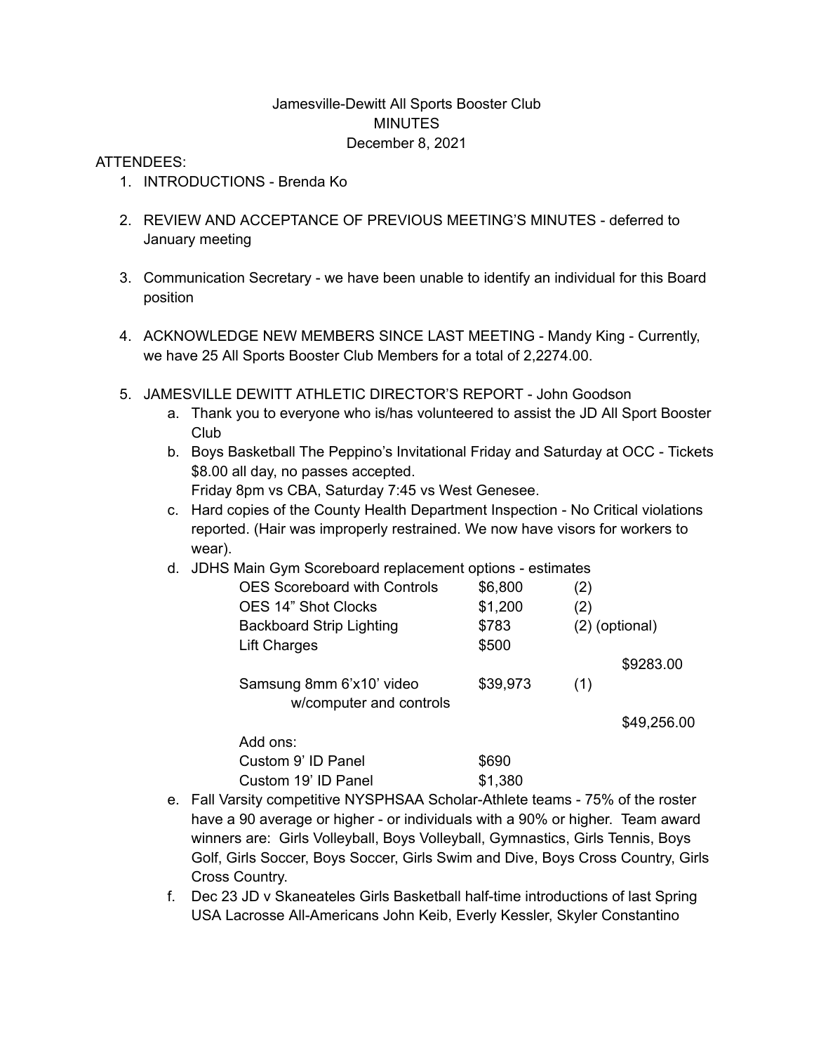Jamesville-Dewitt All Sports Booster Club
MINUTES
December 8, 2021

ATTENDEES:

1. INTRODUCTIONS - Brenda Ko

2. REVIEW AND ACCEPTANCE OF PREVIOUS MEETING'S MINUTES - deferred to January meeting

3. Communication Secretary - we have been unable to identify an individual for this Board position

4. ACKNOWLEDGE NEW MEMBERS SINCE LAST MEETING - Mandy King - Currently, we have 25 All Sports Booster Club Members for a total of 2,2274.00.

5. JAMESVILLE DEWITT ATHLETIC DIRECTOR'S REPORT - John Goodson
   a. Thank you to everyone who is/has volunteered to assist the JD All Sport Booster Club
   b. Boys Basketball The Peppino's Invitational Friday and Saturday at OCC - Tickets $8.00 all day, no passes accepted.
      Friday 8pm vs CBA, Saturday 7:45 vs West Genesee.
   c. Hard copies of the County Health Department Inspection - No Critical violations reported. (Hair was improperly restrained. We now have visors for workers to wear).
   d. JDHS Main Gym Scoreboard replacement options - estimates

| | | | |
|---|---|---|---|
| OES Scoreboard with Controls | $6,800 | (2) | |
| OES 14" Shot Clocks | $1,200 | (2) | |
| Backboard Strip Lighting | $783 | (2) (optional) | |
| Lift Charges | $500 | | |
| | | | $9283.00 |
| Samsung 8mm 6'x10' video w/computer and controls | $39,973 | (1) | |
| | | | $49,256.00 |
| Add ons: | | | |
| Custom 9' ID Panel | $690 | | |
| Custom 19' ID Panel | $1,380 | | |

   e. Fall Varsity competitive NYSPHSAA Scholar-Athlete teams - 75% of the roster have a 90 average or higher - or individuals with a 90% or higher. Team award winners are: Girls Volleyball, Boys Volleyball, Gymnastics, Girls Tennis, Boys Golf, Girls Soccer, Boys Soccer, Girls Swim and Dive, Boys Cross Country, Girls Cross Country.
   f. Dec 23 JD v Skaneateles Girls Basketball half-time introductions of last Spring USA Lacrosse All-Americans John Keib, Everly Kessler, Skyler Constantino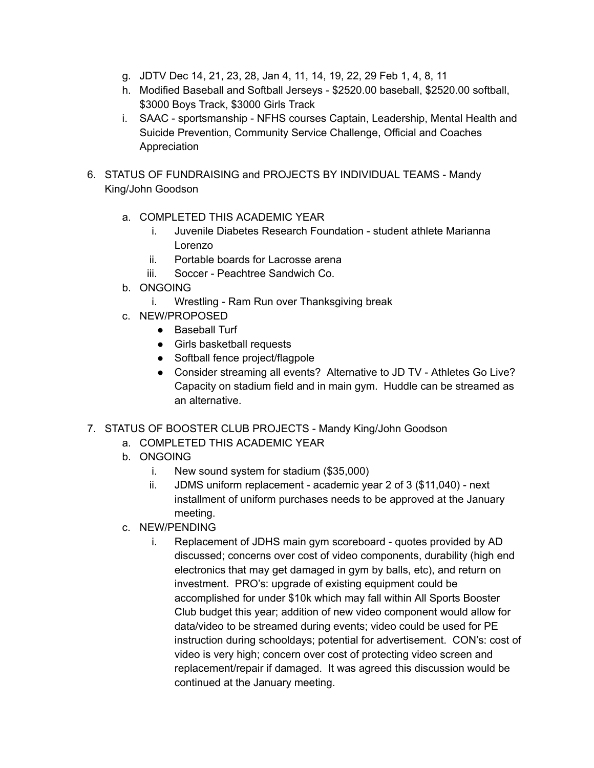g. JDTV Dec 14, 21, 23, 28, Jan 4, 11, 14, 19, 22, 29 Feb 1, 4, 8, 11
   h. Modified Baseball and Softball Jerseys - $2520.00 baseball, $2520.00 softball, $3000 Boys Track, $3000 Girls Track
   i. SAAC - sportsmanship - NFHS courses Captain, Leadership, Mental Health and Suicide Prevention, Community Service Challenge, Official and Coaches Appreciation

6. STATUS OF FUNDRAISING and PROJECTS BY INDIVIDUAL TEAMS - Mandy King/John Goodson

   a. COMPLETED THIS ACADEMIC YEAR
      i. Juvenile Diabetes Research Foundation - student athlete Marianna Lorenzo
      ii. Portable boards for Lacrosse arena
      iii. Soccer - Peachtree Sandwich Co.
   b. ONGOING
      i. Wrestling - Ram Run over Thanksgiving break
   c. NEW/PROPOSED
      - Baseball Turf
      - Girls basketball requests
      - Softball fence project/flagpole
      - Consider streaming all events? Alternative to JD TV - Athletes Go Live? Capacity on stadium field and in main gym. Huddle can be streamed as an alternative.

7. STATUS OF BOOSTER CLUB PROJECTS - Mandy King/John Goodson
   a. COMPLETED THIS ACADEMIC YEAR
   b. ONGOING
      i. New sound system for stadium ($35,000)
      ii. JDMS uniform replacement - academic year 2 of 3 ($11,040) - next installment of uniform purchases needs to be approved at the January meeting.
   c. NEW/PENDING
      i. Replacement of JDHS main gym scoreboard - quotes provided by AD discussed; concerns over cost of video components, durability (high end electronics that may get damaged in gym by balls, etc), and return on investment. PRO's: upgrade of existing equipment could be accomplished for under $10k which may fall within All Sports Booster Club budget this year; addition of new video component would allow for data/video to be streamed during events; video could be used for PE instruction during schooldays; potential for advertisement. CON's: cost of video is very high; concern over cost of protecting video screen and replacement/repair if damaged. It was agreed this discussion would be continued at the January meeting.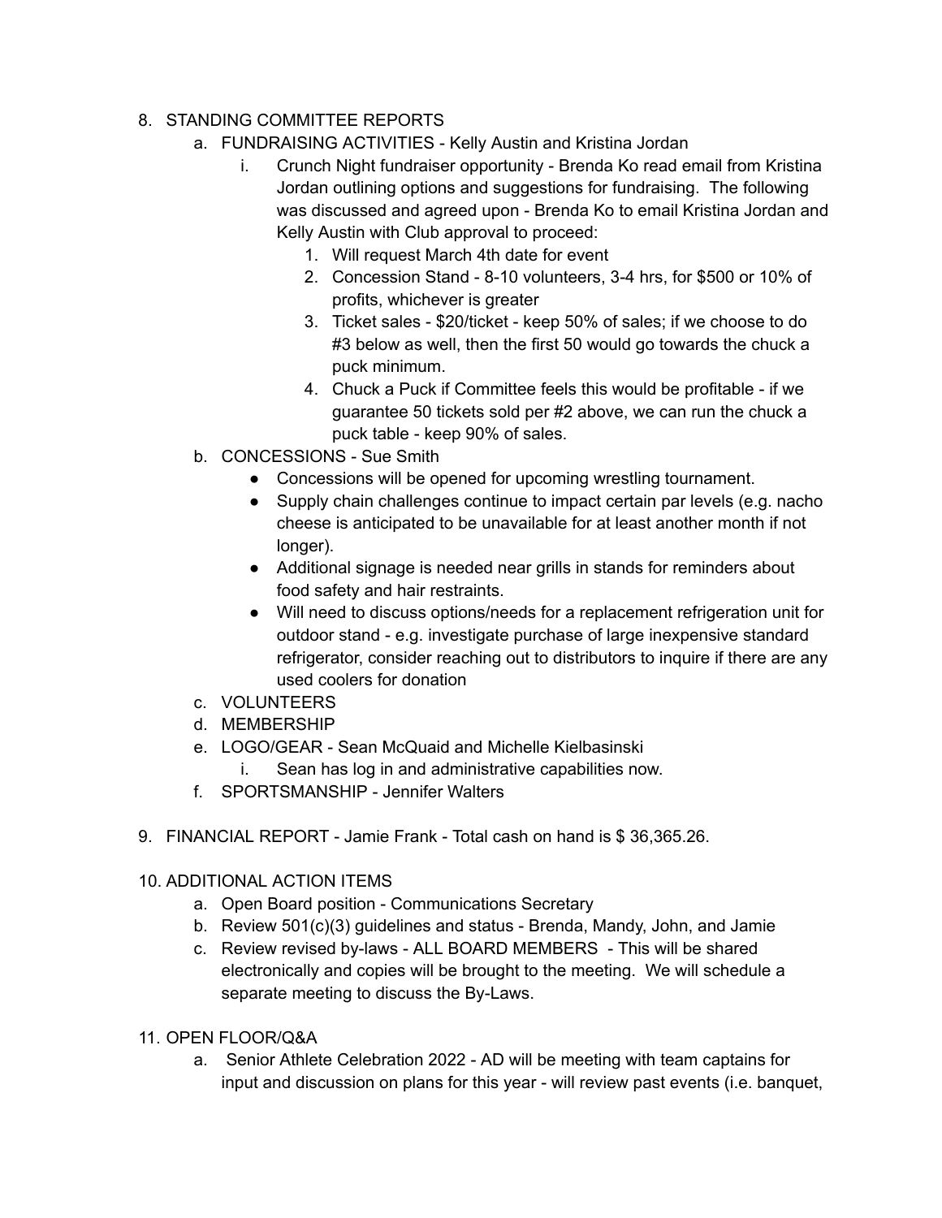8. STANDING COMMITTEE REPORTS
    a. FUNDRAISING ACTIVITIES - Kelly Austin and Kristina Jordan
        i. Crunch Night fundraiser opportunity - Brenda Ko read email from Kristina Jordan outlining options and suggestions for fundraising. The following was discussed and agreed upon - Brenda Ko to email Kristina Jordan and Kelly Austin with Club approval to proceed:
            1. Will request March 4th date for event
            2. Concession Stand - 8-10 volunteers, 3-4 hrs, for $500 or 10% of profits, whichever is greater
            3. Ticket sales - $20/ticket - keep 50% of sales; if we choose to do #3 below as well, then the first 50 would go towards the chuck a puck minimum.
            4. Chuck a Puck if Committee feels this would be profitable - if we guarantee 50 tickets sold per #2 above, we can run the chuck a puck table - keep 90% of sales.
    b. CONCESSIONS - Sue Smith
        - Concessions will be opened for upcoming wrestling tournament.
        - Supply chain challenges continue to impact certain par levels (e.g. nacho cheese is anticipated to be unavailable for at least another month if not longer).
        - Additional signage is needed near grills in stands for reminders about food safety and hair restraints.
        - Will need to discuss options/needs for a replacement refrigeration unit for outdoor stand - e.g. investigate purchase of large inexpensive standard refrigerator, consider reaching out to distributors to inquire if there are any used coolers for donation
    c. VOLUNTEERS
    d. MEMBERSHIP
    e. LOGO/GEAR - Sean McQuaid and Michelle Kielbasinski
        i. Sean has log in and administrative capabilities now.
    f. SPORTSMANSHIP - Jennifer Walters

9. FINANCIAL REPORT - Jamie Frank - Total cash on hand is $ 36,365.26.

10. ADDITIONAL ACTION ITEMS
    a. Open Board position - Communications Secretary
    b. Review 501(c)(3) guidelines and status - Brenda, Mandy, John, and Jamie
    c. Review revised by-laws - ALL BOARD MEMBERS - This will be shared electronically and copies will be brought to the meeting. We will schedule a separate meeting to discuss the By-Laws.

11. OPEN FLOOR/Q&A
    a. Senior Athlete Celebration 2022 - AD will be meeting with team captains for input and discussion on plans for this year - will review past events (i.e. banquet,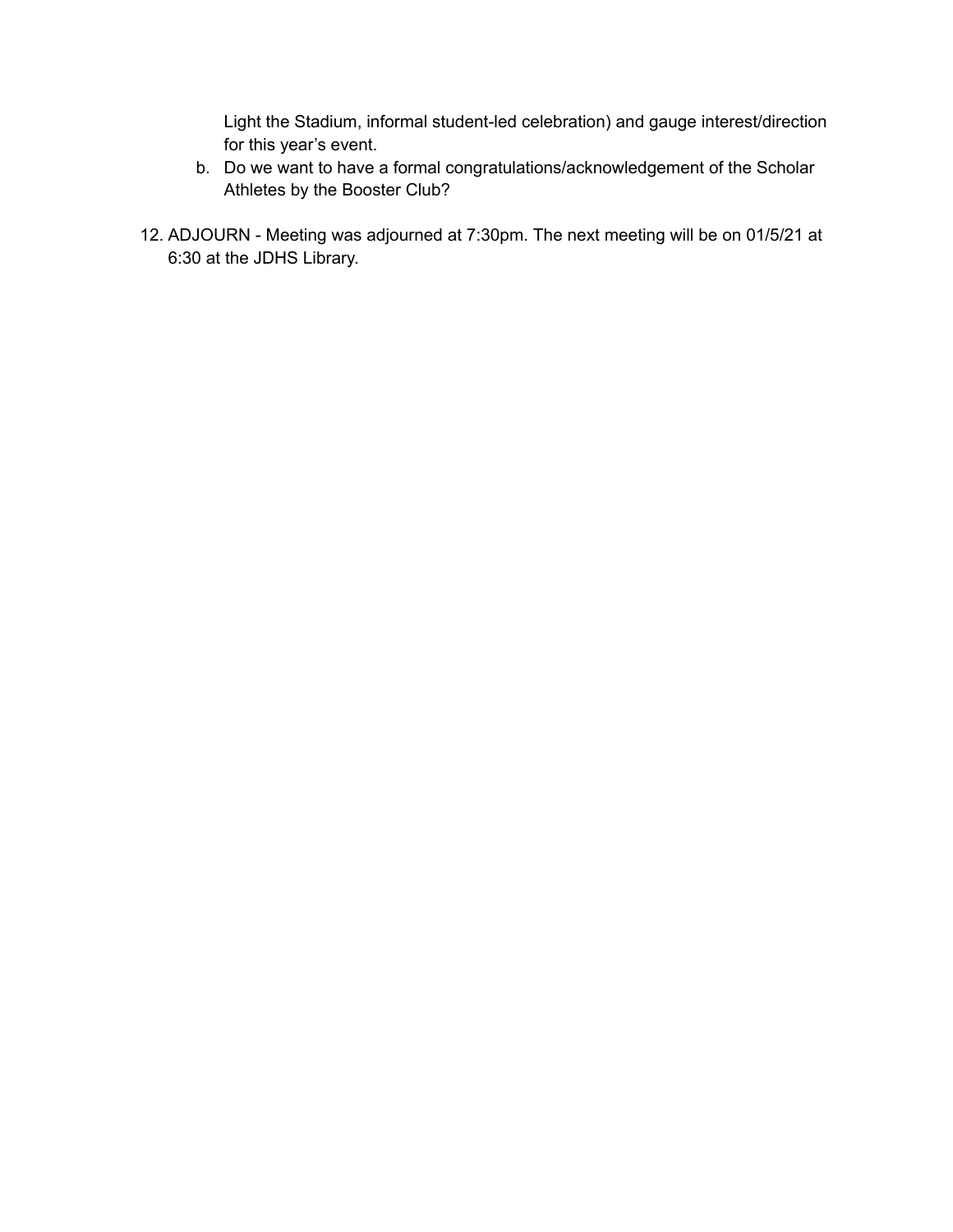Light the Stadium, informal student-led celebration) and gauge interest/direction for this year's event.

b. Do we want to have a formal congratulations/acknowledgement of the Scholar Athletes by the Booster Club?

12. ADJOURN - Meeting was adjourned at 7:30pm. The next meeting will be on 01/5/21 at 6:30 at the JDHS Library.